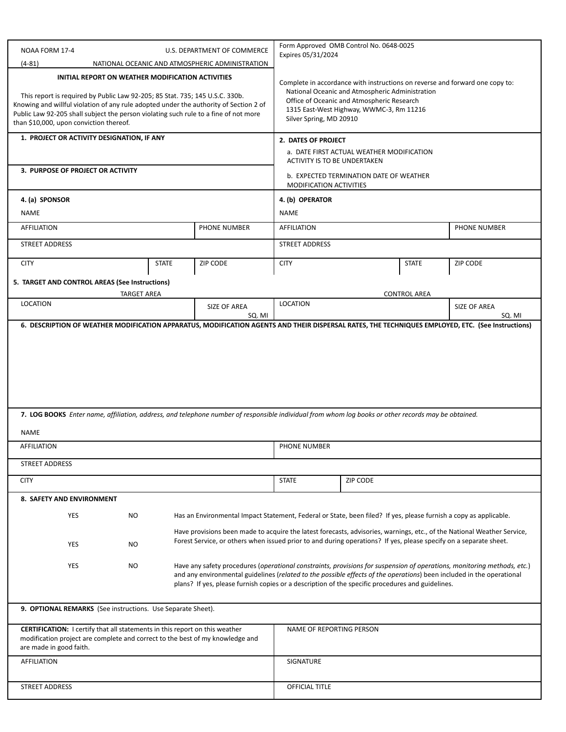NOAA FORM 17-4 (4-81)

U.S. DEPARTMENT OF COMMERCE
NATIONAL OCEANIC AND ATMOSPHERIC ADMINISTRATION

Form Approved OMB Control No. 0648-0025
Expires 05/31/2024

# INITIAL REPORT ON WEATHER MODIFICATION ACTIVITIES

This report is required by Public Law 92-205; 85 Stat. 735; 145 U.S.C. 330b. Knowing and willful violation of any rule adopted under the authority of Section 2 of Public Law 92-205 shall subject the person violating such rule to a fine of not more than $10,000, upon conviction thereof.

Complete in accordance with instructions on reverse and forward one copy to:
National Oceanic and Atmospheric Administration
Office of Oceanic and Atmospheric Research
1315 East-West Highway, WWMC-3, Rm 11216
Silver Spring, MD 20910

**1. PROJECT OR ACTIVITY DESIGNATION, IF ANY**

**2. DATES OF PROJECT**

a. DATE FIRST ACTUAL WEATHER MODIFICATION ACTIVITY IS TO BE UNDERTAKEN

b. EXPECTED TERMINATION DATE OF WEATHER MODIFICATION ACTIVITIES

**3. PURPOSE OF PROJECT OR ACTIVITY**

| **4. (a) SPONSOR** | | | **4. (b) OPERATOR** | | |
|---|---|---|---|---|---|
| NAME | | | NAME | | |
| AFFILIATION | | PHONE NUMBER | AFFILIATION | | PHONE NUMBER |
| STREET ADDRESS | | | STREET ADDRESS | | |
| CITY | STATE | ZIP CODE | CITY | STATE | ZIP CODE |

**5. TARGET AND CONTROL AREAS (See Instructions)**

| TARGET AREA | | CONTROL AREA | |
|---|---|---|---|
| LOCATION | SIZE OF AREA SQ. MI | LOCATION | SIZE OF AREA SQ. MI |

**6. DESCRIPTION OF WEATHER MODIFICATION APPARATUS, MODIFICATION AGENTS AND THEIR DISPERSAL RATES, THE TECHNIQUES EMPLOYED, ETC. (See Instructions)**

**7. LOG BOOKS** *Enter name, affiliation, address, and telephone number of responsible individual from whom log books or other records may be obtained.*

| NAME | | |
|---|---|---|
| AFFILIATION | PHONE NUMBER | |
| STREET ADDRESS | | |
| CITY | STATE | ZIP CODE |

**8. SAFETY AND ENVIRONMENT**

| | | |
|---|---|---|
| YES | NO | Has an Environmental Impact Statement, Federal or State, been filed? If yes, please furnish a copy as applicable. |
| YES | NO | Have provisions been made to acquire the latest forecasts, advisories, warnings, etc., of the National Weather Service, Forest Service, or others when issued prior to and during operations? If yes, please specify on a separate sheet. |
| YES | NO | Have any safety procedures (*operational constraints, provisions for suspension of operations, monitoring methods, etc.*) and any environmental guidelines (*related to the possible effects of the operations*) been included in the operational plans? If yes, please furnish copies or a description of the specific procedures and guidelines. |

**9. OPTIONAL REMARKS** (See instructions. Use Separate Sheet).

| **CERTIFICATION:** I certify that all statements in this report on this weather modification project are complete and correct to the best of my knowledge and are made in good faith. | NAME OF REPORTING PERSON |
|---|---|
| AFFILIATION | SIGNATURE |
| STREET ADDRESS | OFFICIAL TITLE |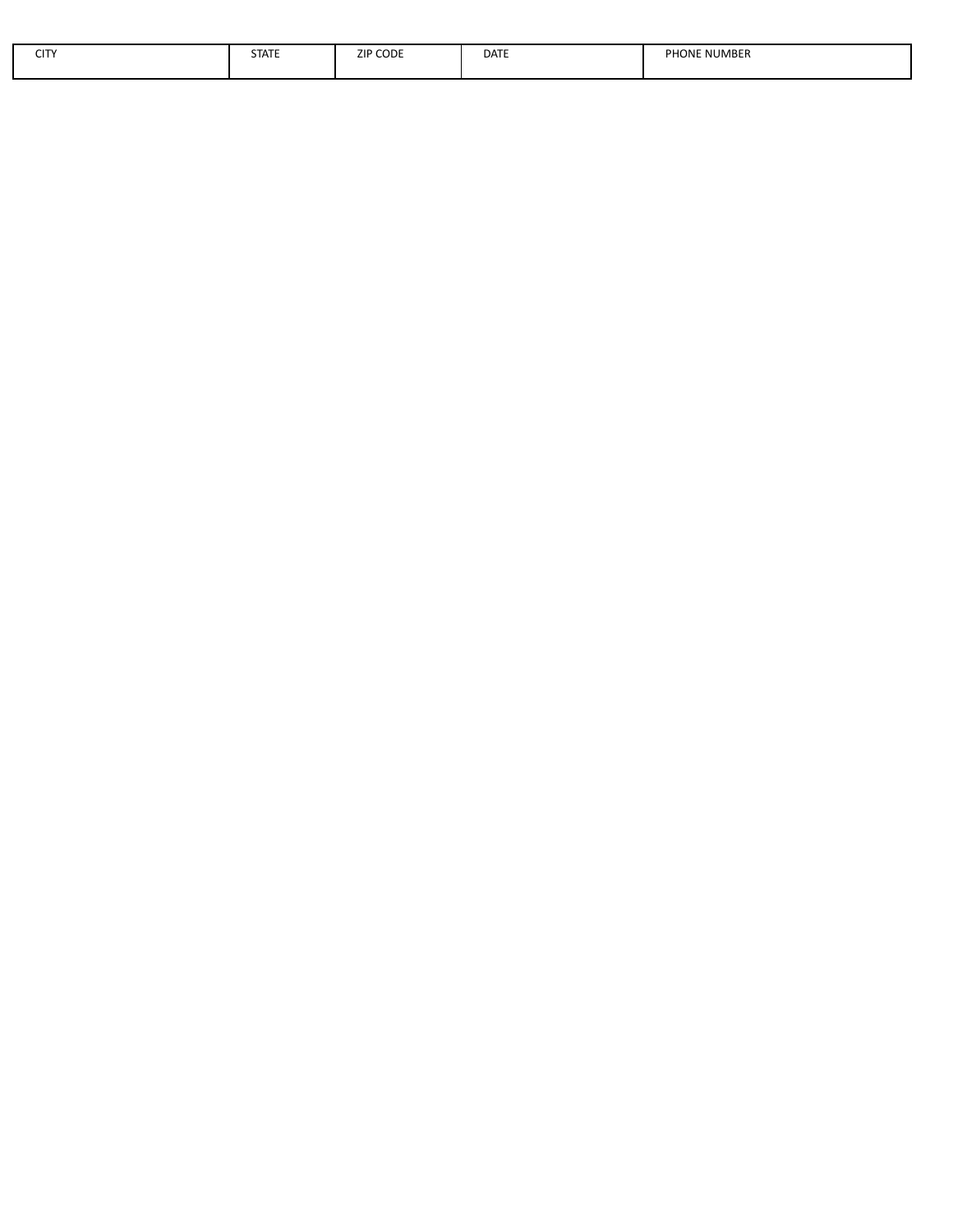| CITY | STATE | ZIP CODE | DATE | PHONE NUMBER |
|---|---|---|---|---|
| | | | | |